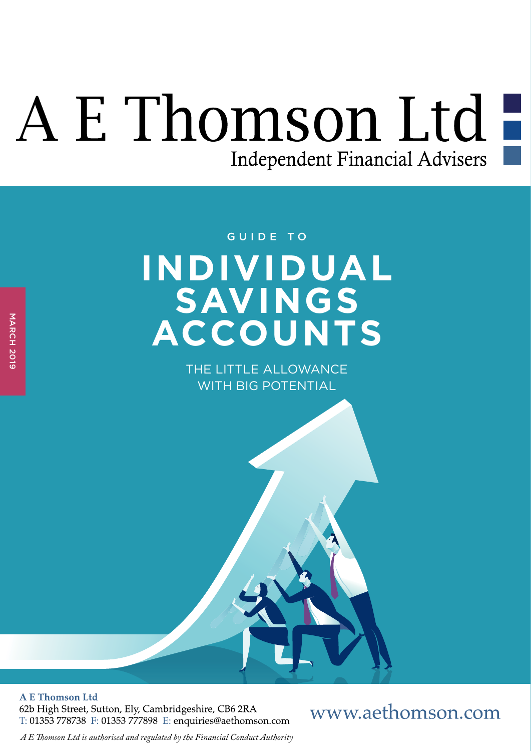# A E Thomson Ltd

Independent Financial Advisers

MARCH 2019

GUIDE TO

## INDIVIDUAL SAVINGS ACCOUNTS

THE LITTLE ALLOWANCE WITH BIG POTENTIAL

**A E Thomson Ltd**
62b High Street, Sutton, Ely, Cambridgeshire, CB6 2RA
T: 01353 778738 F: 01353 777898 E: enquiries@aethomson.com

www.aethomson.com

*A E Thomson Ltd is authorised and regulated by the Financial Conduct Authority*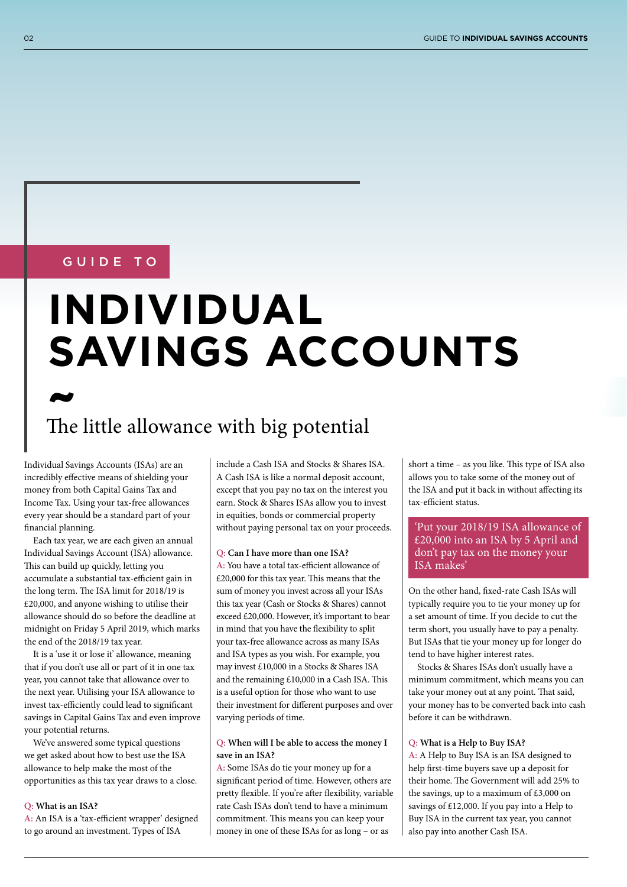GUIDE TO

# INDIVIDUAL SAVINGS ACCOUNTS

~

## The little allowance with big potential

Individual Savings Accounts (ISAs) are an incredibly effective means of shielding your money from both Capital Gains Tax and Income Tax. Using your tax-free allowances every year should be a standard part of your financial planning.

Each tax year, we are each given an annual Individual Savings Account (ISA) allowance. This can build up quickly, letting you accumulate a substantial tax-efficient gain in the long term. The ISA limit for 2018/19 is £20,000, and anyone wishing to utilise their allowance should do so before the deadline at midnight on Friday 5 April 2019, which marks the end of the 2018/19 tax year.

It is a 'use it or lose it' allowance, meaning that if you don't use all or part of it in one tax year, you cannot take that allowance over to the next year. Utilising your ISA allowance to invest tax-efficiently could lead to significant savings in Capital Gains Tax and even improve your potential returns.

We've answered some typical questions we get asked about how to best use the ISA allowance to help make the most of the opportunities as this tax year draws to a close.

**Q: What is an ISA?**
A: An ISA is a 'tax-efficient wrapper' designed to go around an investment. Types of ISA include a Cash ISA and Stocks & Shares ISA. A Cash ISA is like a normal deposit account, except that you pay no tax on the interest you earn. Stock & Shares ISAs allow you to invest in equities, bonds or commercial property without paying personal tax on your proceeds.

**Q: Can I have more than one ISA?**
A: You have a total tax-efficient allowance of £20,000 for this tax year. This means that the sum of money you invest across all your ISAs this tax year (Cash or Stocks & Shares) cannot exceed £20,000. However, it's important to bear in mind that you have the flexibility to split your tax-free allowance across as many ISAs and ISA types as you wish. For example, you may invest £10,000 in a Stocks & Shares ISA and the remaining £10,000 in a Cash ISA. This is a useful option for those who want to use their investment for different purposes and over varying periods of time.

**Q: When will I be able to access the money I save in an ISA?**
A: Some ISAs do tie your money up for a significant period of time. However, others are pretty flexible. If you're after flexibility, variable rate Cash ISAs don't tend to have a minimum commitment. This means you can keep your money in one of these ISAs for as long – or as short a time – as you like. This type of ISA also allows you to take some of the money out of the ISA and put it back in without affecting its tax-efficient status.

> 'Put your 2018/19 ISA allowance of £20,000 into an ISA by 5 April and don't pay tax on the money your ISA makes'

On the other hand, fixed-rate Cash ISAs will typically require you to tie your money up for a set amount of time. If you decide to cut the term short, you usually have to pay a penalty. But ISAs that tie your money up for longer do tend to have higher interest rates.

Stocks & Shares ISAs don't usually have a minimum commitment, which means you can take your money out at any point. That said, your money has to be converted back into cash before it can be withdrawn.

**Q: What is a Help to Buy ISA?**
A: A Help to Buy ISA is an ISA designed to help first-time buyers save up a deposit for their home. The Government will add 25% to the savings, up to a maximum of £3,000 on savings of £12,000. If you pay into a Help to Buy ISA in the current tax year, you cannot also pay into another Cash ISA.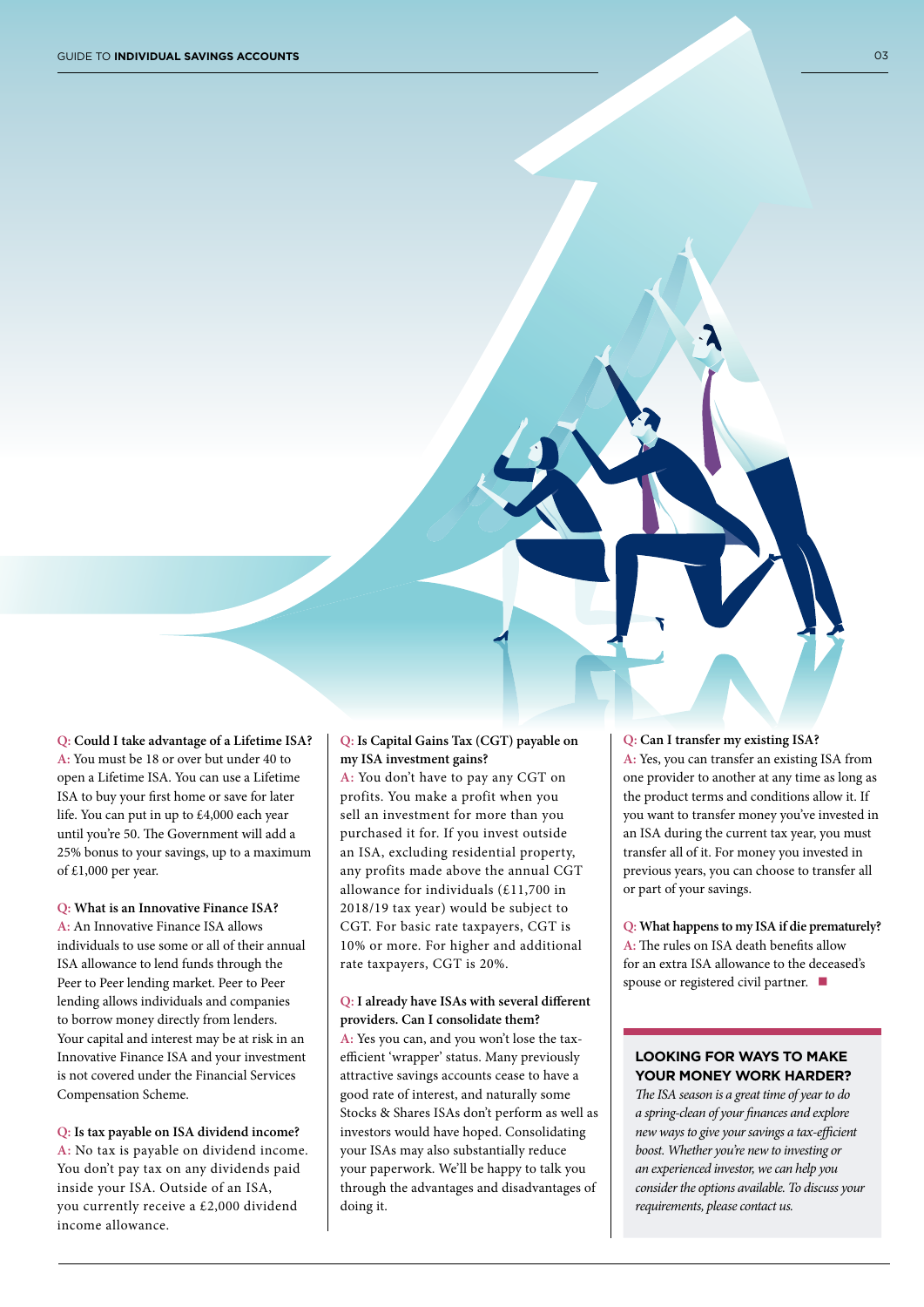**Q: Could I take advantage of a Lifetime ISA?**
A: You must be 18 or over but under 40 to open a Lifetime ISA. You can use a Lifetime ISA to buy your first home or save for later life. You can put in up to £4,000 each year until you're 50. The Government will add a 25% bonus to your savings, up to a maximum of £1,000 per year.

**Q: What is an Innovative Finance ISA?**
A: An Innovative Finance ISA allows individuals to use some or all of their annual ISA allowance to lend funds through the Peer to Peer lending market. Peer to Peer lending allows individuals and companies to borrow money directly from lenders. Your capital and interest may be at risk in an Innovative Finance ISA and your investment is not covered under the Financial Services Compensation Scheme.

**Q: Is tax payable on ISA dividend income?**
A: No tax is payable on dividend income. You don't pay tax on any dividends paid inside your ISA. Outside of an ISA, you currently receive a £2,000 dividend income allowance.

**Q: Is Capital Gains Tax (CGT) payable on my ISA investment gains?**
A: You don't have to pay any CGT on profits. You make a profit when you sell an investment for more than you purchased it for. If you invest outside an ISA, excluding residential property, any profits made above the annual CGT allowance for individuals (£11,700 in 2018/19 tax year) would be subject to CGT. For basic rate taxpayers, CGT is 10% or more. For higher and additional rate taxpayers, CGT is 20%.

**Q: I already have ISAs with several different providers. Can I consolidate them?**
A: Yes you can, and you won't lose the tax-efficient 'wrapper' status. Many previously attractive savings accounts cease to have a good rate of interest, and naturally some Stocks & Shares ISAs don't perform as well as investors would have hoped. Consolidating your ISAs may also substantially reduce your paperwork. We'll be happy to talk you through the advantages and disadvantages of doing it.

**Q: Can I transfer my existing ISA?**
A: Yes, you can transfer an existing ISA from one provider to another at any time as long as the product terms and conditions allow it. If you want to transfer money you've invested in an ISA during the current tax year, you must transfer all of it. For money you invested in previous years, you can choose to transfer all or part of your savings.

**Q: What happens to my ISA if die prematurely?**
A: The rules on ISA death benefits allow for an extra ISA allowance to the deceased's spouse or registered civil partner. ■

## LOOKING FOR WAYS TO MAKE YOUR MONEY WORK HARDER?

*The ISA season is a great time of year to do a spring-clean of your finances and explore new ways to give your savings a tax-efficient boost. Whether you're new to investing or an experienced investor, we can help you consider the options available. To discuss your requirements, please contact us.*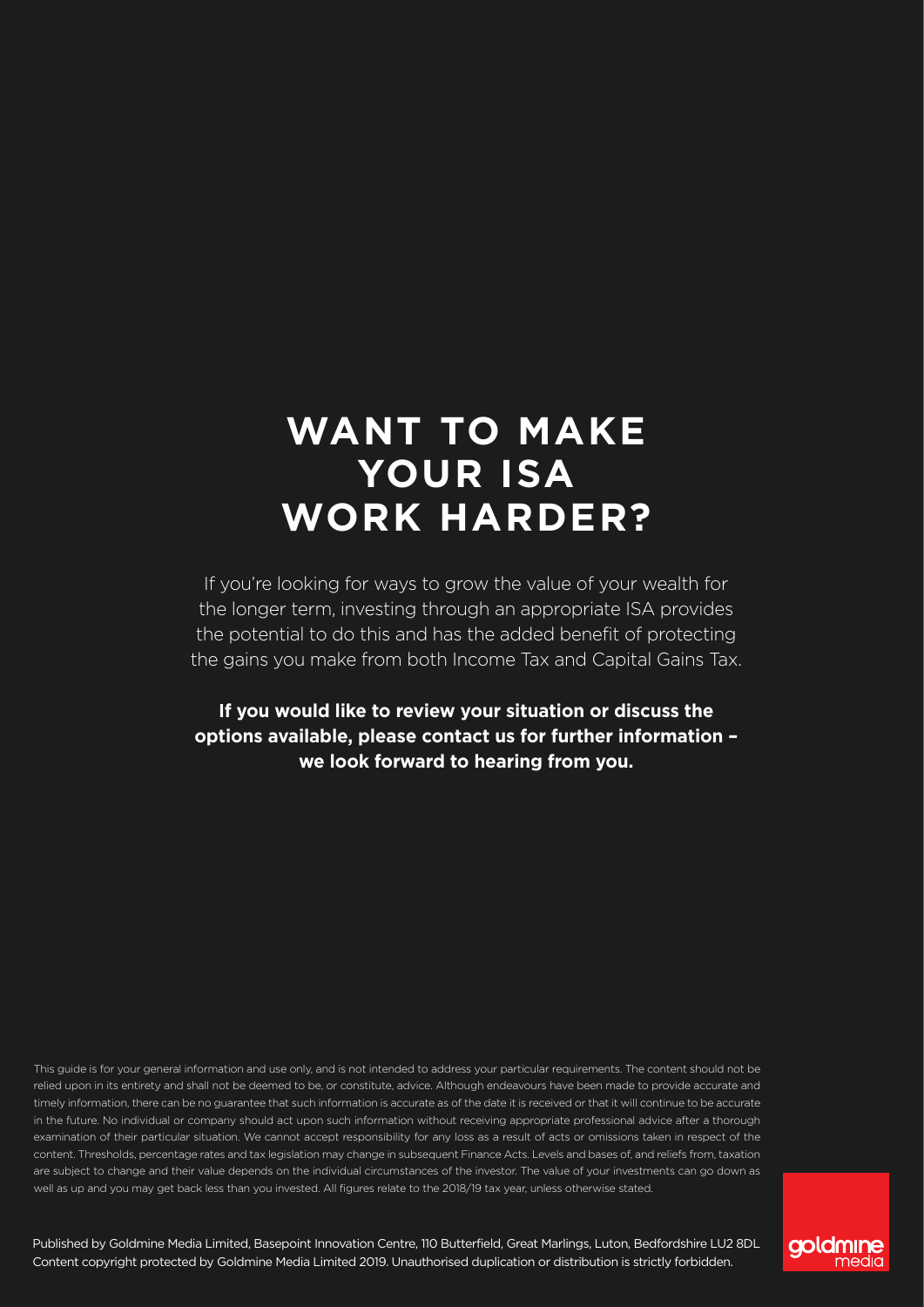# WANT TO MAKE YOUR ISA WORK HARDER?

If you're looking for ways to grow the value of your wealth for the longer term, investing through an appropriate ISA provides the potential to do this and has the added benefit of protecting the gains you make from both Income Tax and Capital Gains Tax.

**If you would like to review your situation or discuss the options available, please contact us for further information – we look forward to hearing from you.**

This guide is for your general information and use only, and is not intended to address your particular requirements. The content should not be relied upon in its entirety and shall not be deemed to be, or constitute, advice. Although endeavours have been made to provide accurate and timely information, there can be no guarantee that such information is accurate as of the date it is received or that it will continue to be accurate in the future. No individual or company should act upon such information without receiving appropriate professional advice after a thorough examination of their particular situation. We cannot accept responsibility for any loss as a result of acts or omissions taken in respect of the content. Thresholds, percentage rates and tax legislation may change in subsequent Finance Acts. Levels and bases of, and reliefs from, taxation are subject to change and their value depends on the individual circumstances of the investor. The value of your investments can go down as well as up and you may get back less than you invested. All figures relate to the 2018/19 tax year, unless otherwise stated.

Published by Goldmine Media Limited, Basepoint Innovation Centre, 110 Butterfield, Great Marlings, Luton, Bedfordshire LU2 8DL
Content copyright protected by Goldmine Media Limited 2019. Unauthorised duplication or distribution is strictly forbidden.

goldmine media